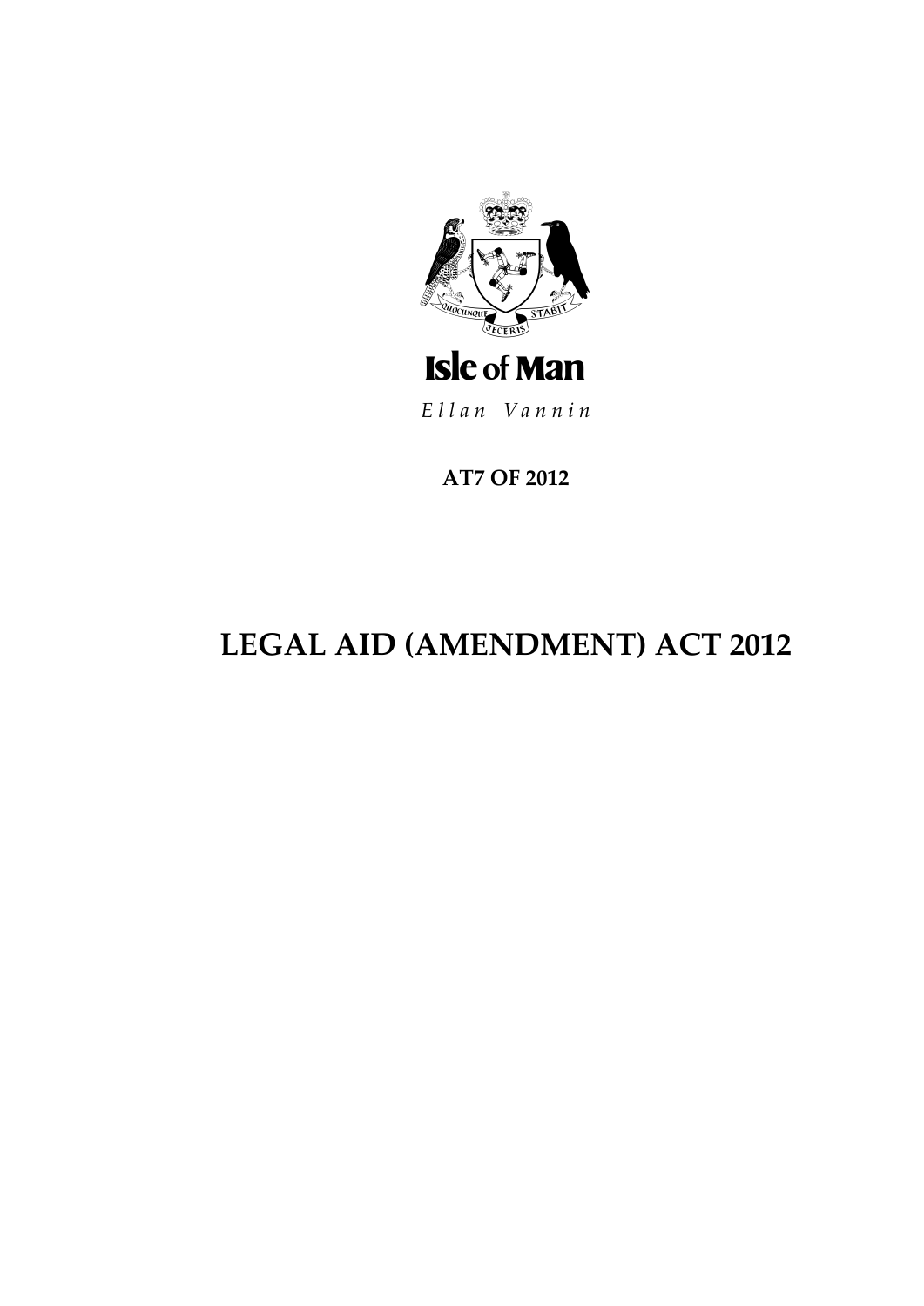Isle of Man

*Ellan Vannin*

**AT7 OF 2012**

# LEGAL AID (AMENDMENT) ACT 2012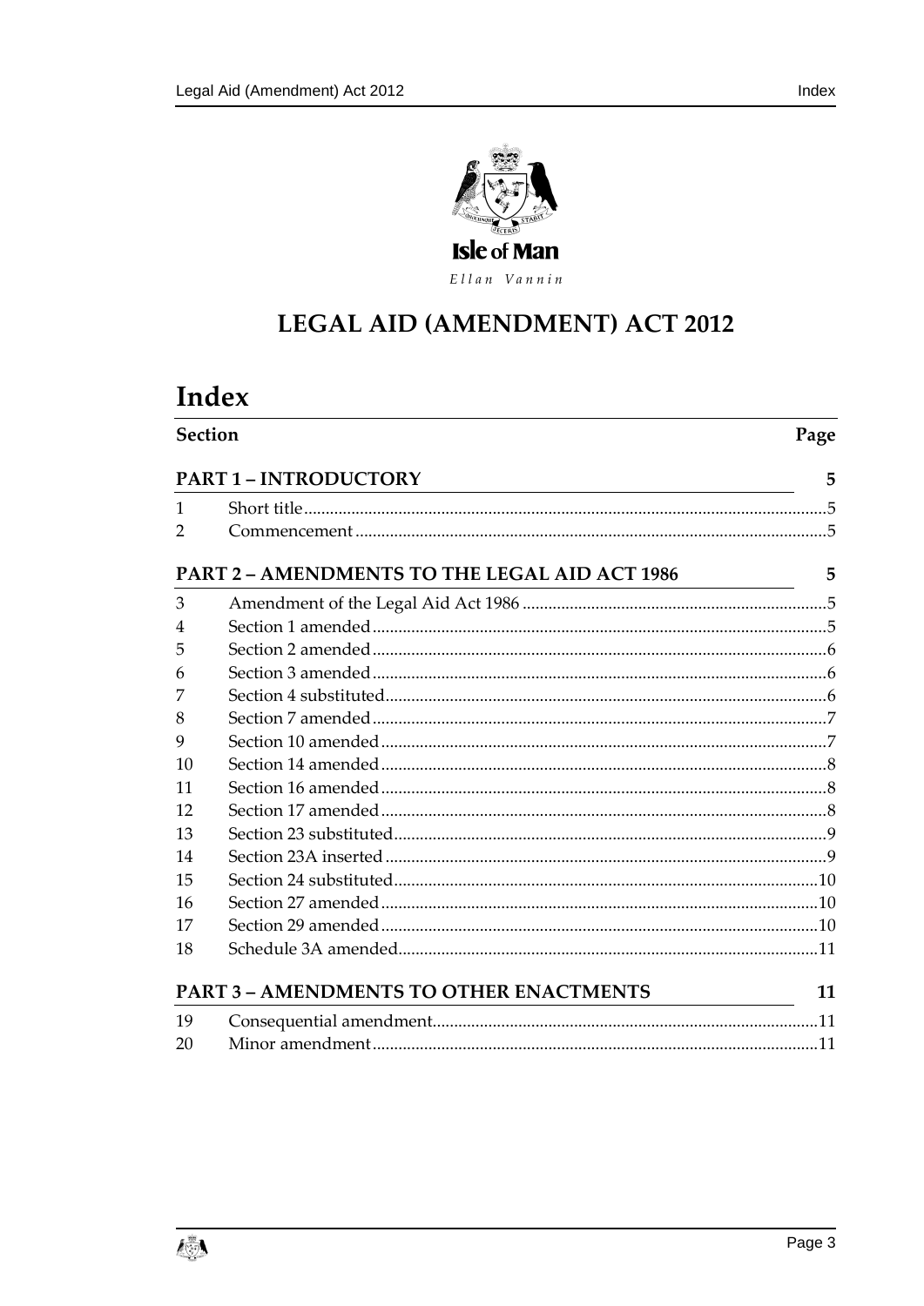Isle of Man

Ellan Vannin

# LEGAL AID (AMENDMENT) ACT 2012

## Index

| Section | | Page |
|---|---|---|
| **PART 1 – INTRODUCTORY** | | **5** |
| 1 | Short title | 5 |
| 2 | Commencement | 5 |
| **PART 2 – AMENDMENTS TO THE LEGAL AID ACT 1986** | | **5** |
| 3 | Amendment of the Legal Aid Act 1986 | 5 |
| 4 | Section 1 amended | 5 |
| 5 | Section 2 amended | 6 |
| 6 | Section 3 amended | 6 |
| 7 | Section 4 substituted | 6 |
| 8 | Section 7 amended | 7 |
| 9 | Section 10 amended | 7 |
| 10 | Section 14 amended | 8 |
| 11 | Section 16 amended | 8 |
| 12 | Section 17 amended | 8 |
| 13 | Section 23 substituted | 9 |
| 14 | Section 23A inserted | 9 |
| 15 | Section 24 substituted | 10 |
| 16 | Section 27 amended | 10 |
| 17 | Section 29 amended | 10 |
| 18 | Schedule 3A amended | 11 |
| **PART 3 – AMENDMENTS TO OTHER ENACTMENTS** | | **11** |
| 19 | Consequential amendment | 11 |
| 20 | Minor amendment | 11 |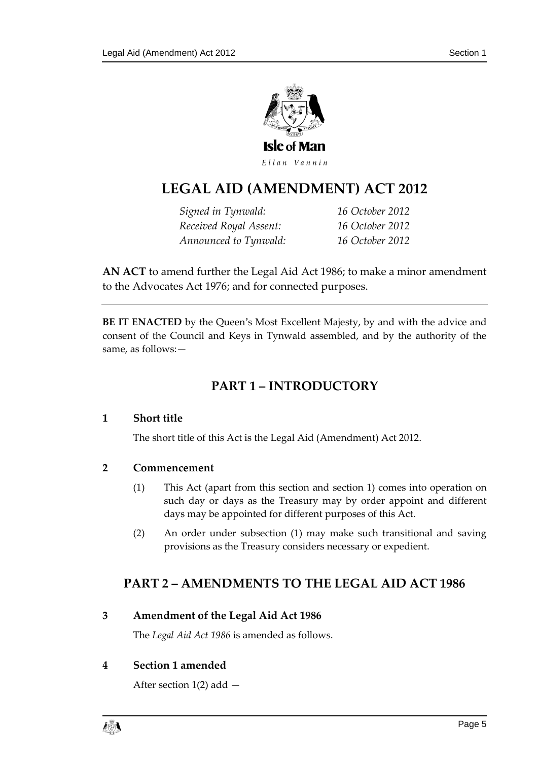Isle of Man

*Ellan Vannin*

# LEGAL AID (AMENDMENT) ACT 2012

| | |
|---|---|
| *Signed in Tynwald:* | *16 October 2012* |
| *Received Royal Assent:* | *16 October 2012* |
| *Announced to Tynwald:* | *16 October 2012* |

**AN ACT** to amend further the Legal Aid Act 1986; to make a minor amendment to the Advocates Act 1976; and for connected purposes.

**BE IT ENACTED** by the Queen's Most Excellent Majesty, by and with the advice and consent of the Council and Keys in Tynwald assembled, and by the authority of the same, as follows:—

## PART 1 – INTRODUCTORY

### 1 Short title

The short title of this Act is the Legal Aid (Amendment) Act 2012.

### 2 Commencement

(1) This Act (apart from this section and section 1) comes into operation on such day or days as the Treasury may by order appoint and different days may be appointed for different purposes of this Act.

(2) An order under subsection (1) may make such transitional and saving provisions as the Treasury considers necessary or expedient.

## PART 2 – AMENDMENTS TO THE LEGAL AID ACT 1986

### 3 Amendment of the Legal Aid Act 1986

The *Legal Aid Act 1986* is amended as follows.

### 4 Section 1 amended

After section 1(2) add —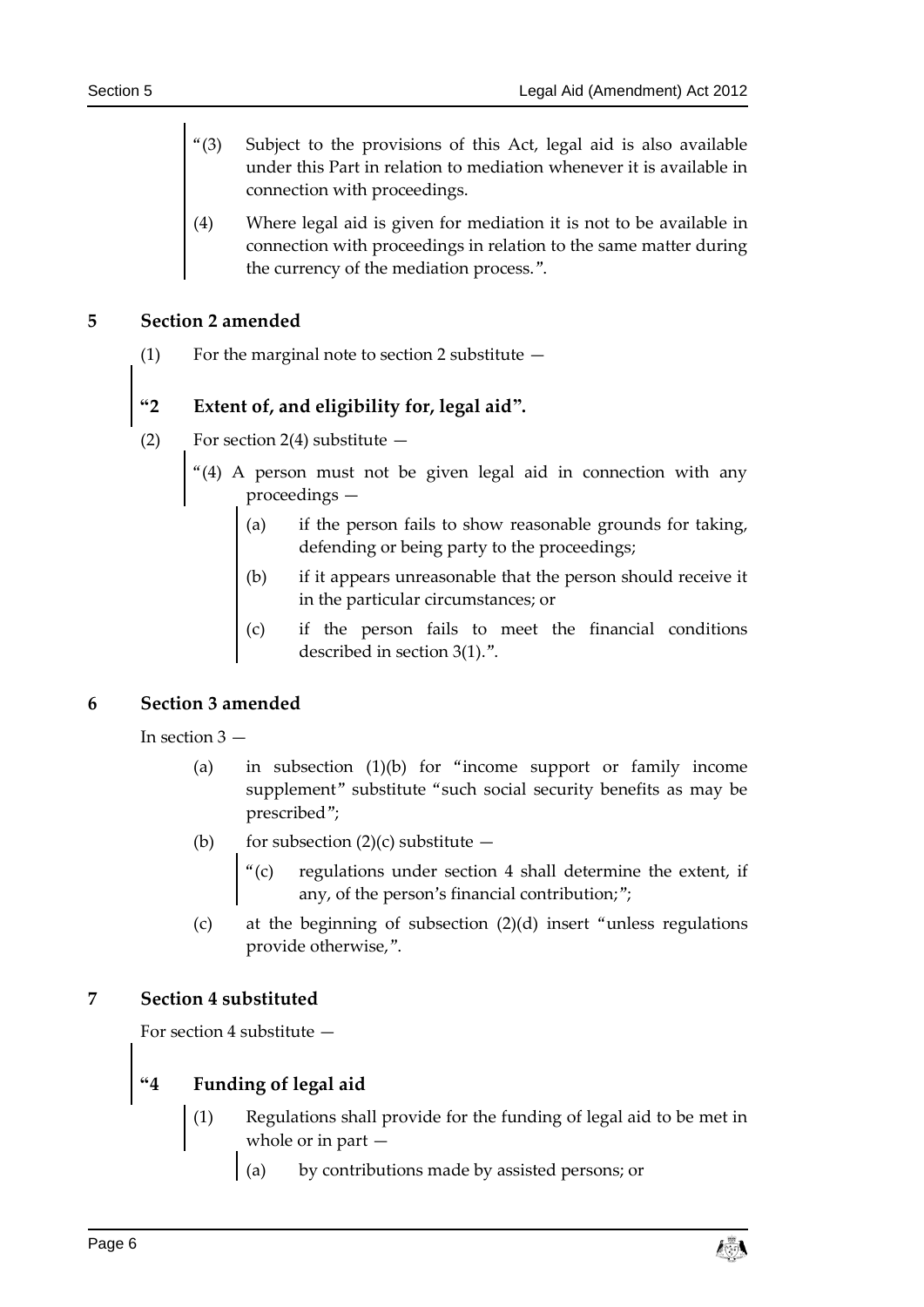"(3) Subject to the provisions of this Act, legal aid is also available under this Part in relation to mediation whenever it is available in connection with proceedings.

(4) Where legal aid is given for mediation it is not to be available in connection with proceedings in relation to the same matter during the currency of the mediation process.".

## 5 Section 2 amended

(1) For the marginal note to section 2 substitute —

**"2 Extent of, and eligibility for, legal aid".**

(2) For section 2(4) substitute —

"(4) A person must not be given legal aid in connection with any proceedings —

(a) if the person fails to show reasonable grounds for taking, defending or being party to the proceedings;

(b) if it appears unreasonable that the person should receive it in the particular circumstances; or

(c) if the person fails to meet the financial conditions described in section 3(1).".

## 6 Section 3 amended

In section 3 —

(a) in subsection (1)(b) for "income support or family income supplement" substitute "such social security benefits as may be prescribed";

(b) for subsection (2)(c) substitute —

"(c) regulations under section 4 shall determine the extent, if any, of the person's financial contribution;";

(c) at the beginning of subsection (2)(d) insert "unless regulations provide otherwise,".

## 7 Section 4 substituted

For section 4 substitute —

**"4 Funding of legal aid**

(1) Regulations shall provide for the funding of legal aid to be met in whole or in part —

(a) by contributions made by assisted persons; or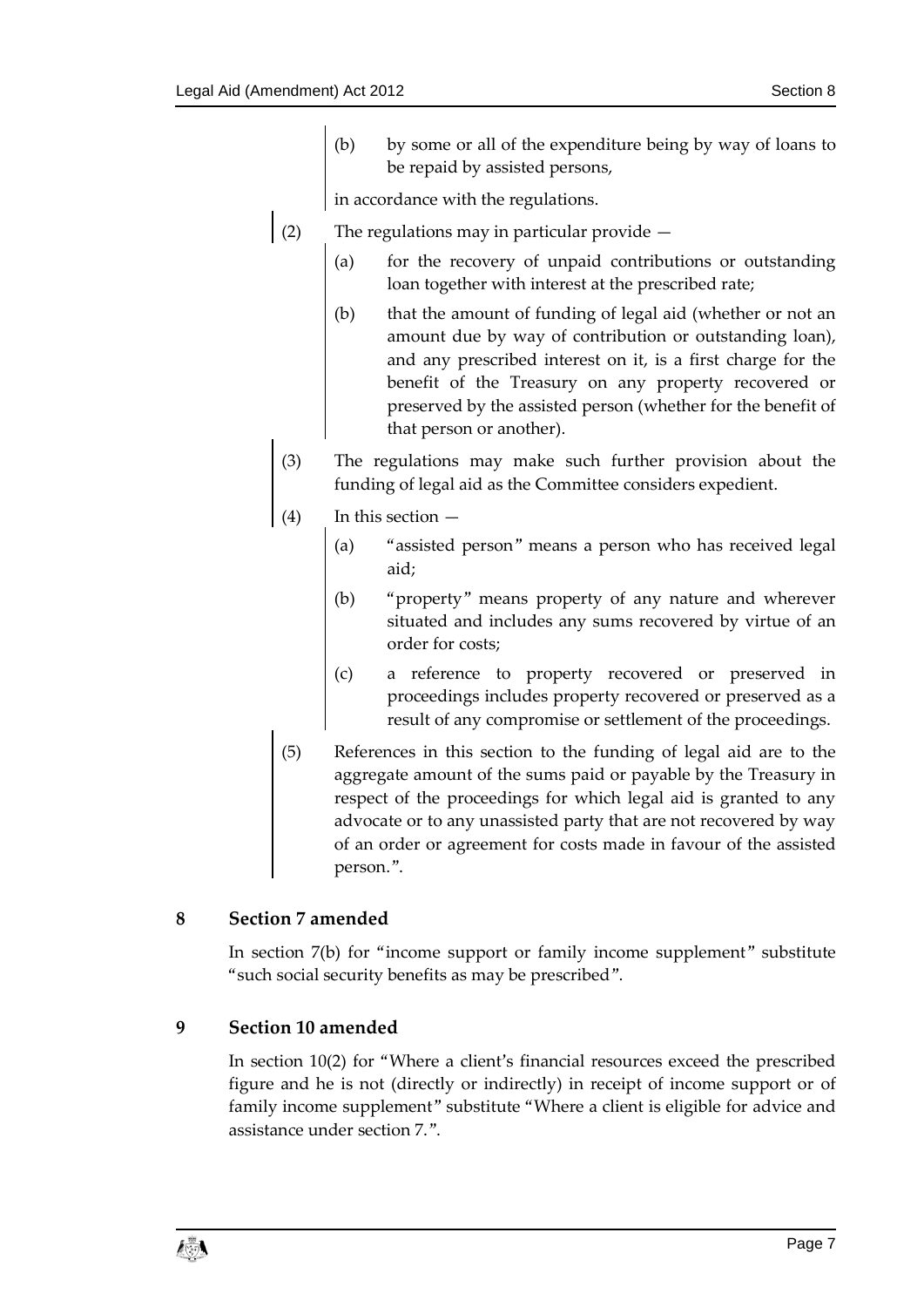(b) by some or all of the expenditure being by way of loans to be repaid by assisted persons,

in accordance with the regulations.

(2) The regulations may in particular provide —

(a) for the recovery of unpaid contributions or outstanding loan together with interest at the prescribed rate;

(b) that the amount of funding of legal aid (whether or not an amount due by way of contribution or outstanding loan), and any prescribed interest on it, is a first charge for the benefit of the Treasury on any property recovered or preserved by the assisted person (whether for the benefit of that person or another).

(3) The regulations may make such further provision about the funding of legal aid as the Committee considers expedient.

(4) In this section —

(a) "assisted person" means a person who has received legal aid;

(b) "property" means property of any nature and wherever situated and includes any sums recovered by virtue of an order for costs;

(c) a reference to property recovered or preserved in proceedings includes property recovered or preserved as a result of any compromise or settlement of the proceedings.

(5) References in this section to the funding of legal aid are to the aggregate amount of the sums paid or payable by the Treasury in respect of the proceedings for which legal aid is granted to any advocate or to any unassisted party that are not recovered by way of an order or agreement for costs made in favour of the assisted person.".

## 8 Section 7 amended

In section 7(b) for "income support or family income supplement" substitute "such social security benefits as may be prescribed".

## 9 Section 10 amended

In section 10(2) for "Where a client's financial resources exceed the prescribed figure and he is not (directly or indirectly) in receipt of income support or of family income supplement" substitute "Where a client is eligible for advice and assistance under section 7.".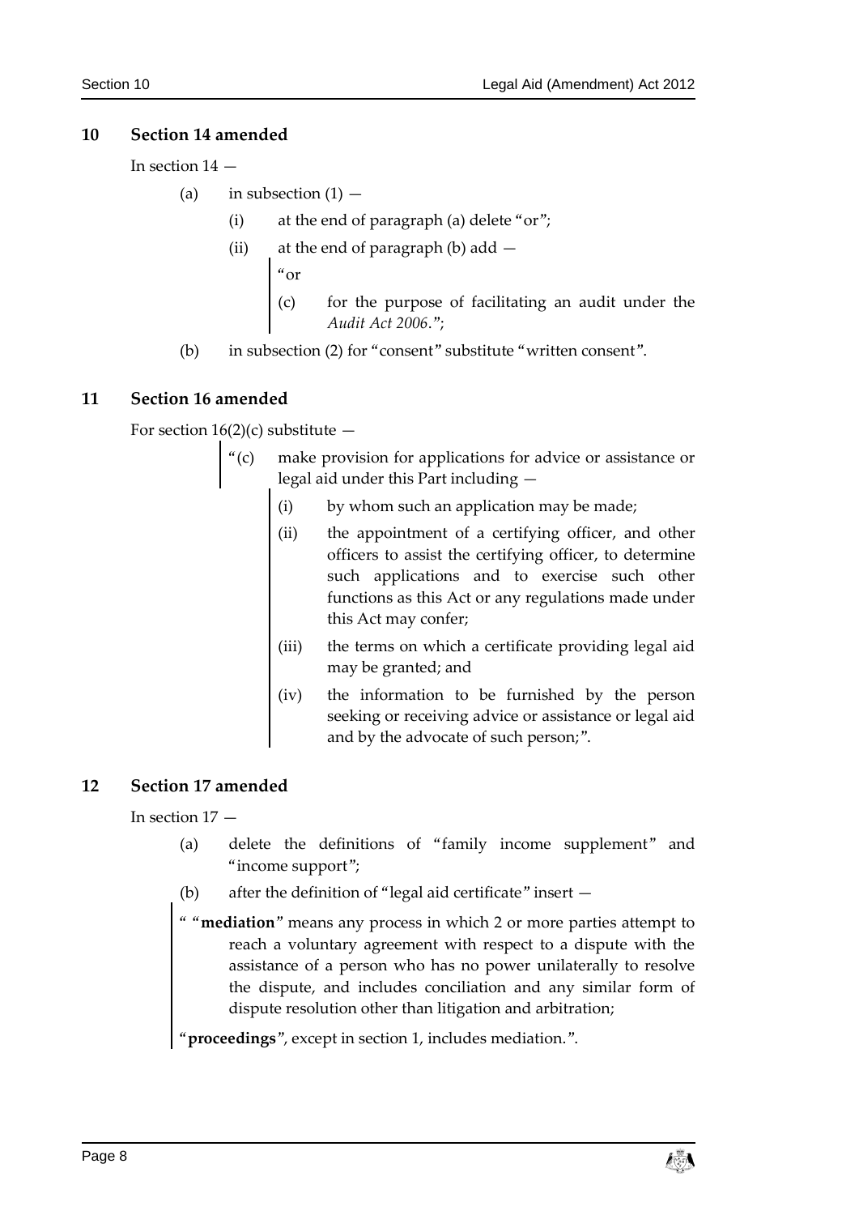## 10 Section 14 amended

In section 14 —

(a) in subsection (1) —

(i) at the end of paragraph (a) delete "or";

(ii) at the end of paragraph (b) add —

> "or
>
> (c) for the purpose of facilitating an audit under the *Audit Act 2006*.";

(b) in subsection (2) for "consent" substitute "written consent".

## 11 Section 16 amended

For section 16(2)(c) substitute —

> "(c) make provision for applications for advice or assistance or legal aid under this Part including —
>
> (i) by whom such an application may be made;
>
> (ii) the appointment of a certifying officer, and other officers to assist the certifying officer, to determine such applications and to exercise such other functions as this Act or any regulations made under this Act may confer;
>
> (iii) the terms on which a certificate providing legal aid may be granted; and
>
> (iv) the information to be furnished by the person seeking or receiving advice or assistance or legal aid and by the advocate of such person;".

## 12 Section 17 amended

In section 17 —

(a) delete the definitions of "family income supplement" and "income support";

(b) after the definition of "legal aid certificate" insert —

> " "**mediation**" means any process in which 2 or more parties attempt to reach a voluntary agreement with respect to a dispute with the assistance of a person who has no power unilaterally to resolve the dispute, and includes conciliation and any similar form of dispute resolution other than litigation and arbitration;
>
> "**proceedings**", except in section 1, includes mediation.".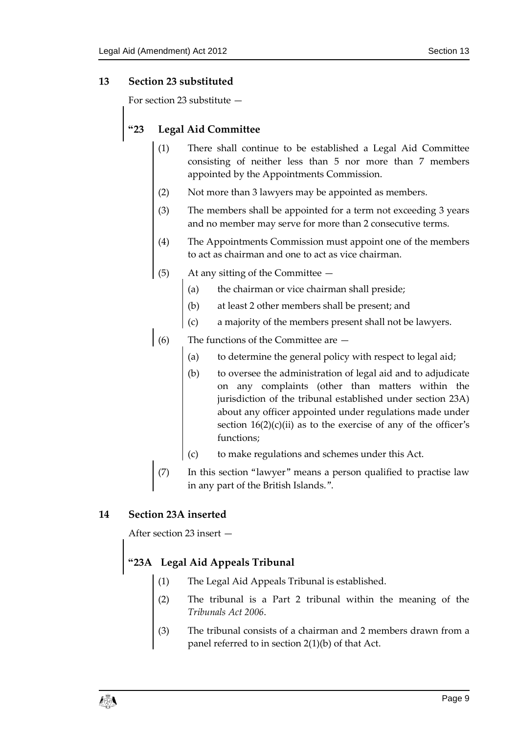## 13 Section 23 substituted

For section 23 substitute —

### "23 Legal Aid Committee

(1) There shall continue to be established a Legal Aid Committee consisting of neither less than 5 nor more than 7 members appointed by the Appointments Commission.

(2) Not more than 3 lawyers may be appointed as members.

(3) The members shall be appointed for a term not exceeding 3 years and no member may serve for more than 2 consecutive terms.

(4) The Appointments Commission must appoint one of the members to act as chairman and one to act as vice chairman.

(5) At any sitting of the Committee —

(a) the chairman or vice chairman shall preside;

(b) at least 2 other members shall be present; and

(c) a majority of the members present shall not be lawyers.

(6) The functions of the Committee are —

(a) to determine the general policy with respect to legal aid;

(b) to oversee the administration of legal aid and to adjudicate on any complaints (other than matters within the jurisdiction of the tribunal established under section 23A) about any officer appointed under regulations made under section 16(2)(c)(ii) as to the exercise of any of the officer's functions;

(c) to make regulations and schemes under this Act.

(7) In this section "lawyer" means a person qualified to practise law in any part of the British Islands.".

## 14 Section 23A inserted

After section 23 insert —

### "23A Legal Aid Appeals Tribunal

(1) The Legal Aid Appeals Tribunal is established.

(2) The tribunal is a Part 2 tribunal within the meaning of the *Tribunals Act 2006*.

(3) The tribunal consists of a chairman and 2 members drawn from a panel referred to in section 2(1)(b) of that Act.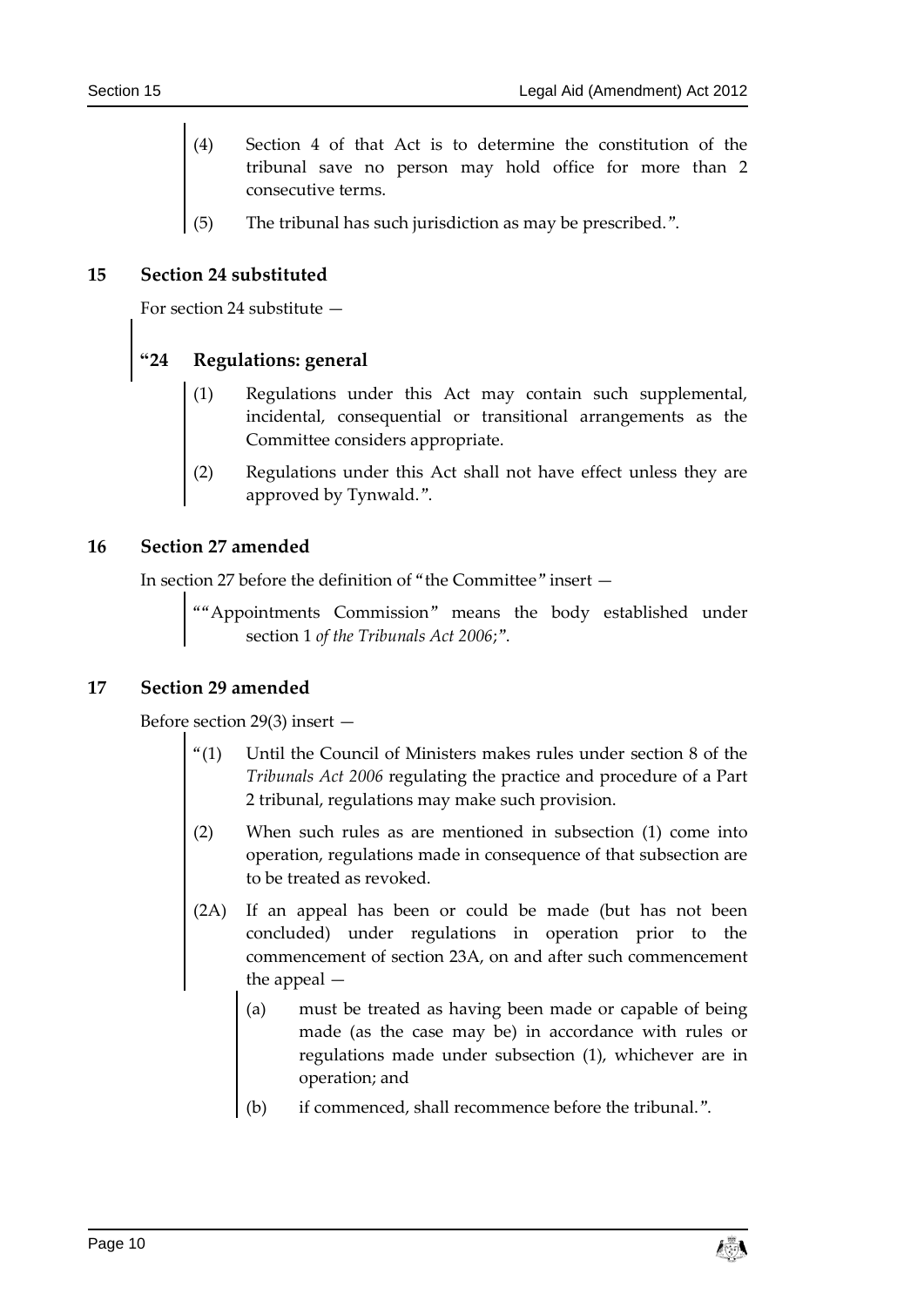(4) Section 4 of that Act is to determine the constitution of the tribunal save no person may hold office for more than 2 consecutive terms.

(5) The tribunal has such jurisdiction as may be prescribed.".

## 15 Section 24 substituted

For section 24 substitute —

### "24 Regulations: general

(1) Regulations under this Act may contain such supplemental, incidental, consequential or transitional arrangements as the Committee considers appropriate.

(2) Regulations under this Act shall not have effect unless they are approved by Tynwald.".

## 16 Section 27 amended

In section 27 before the definition of "the Committee" insert —

""Appointments Commission" means the body established under section 1 *of the Tribunals Act 2006*;".

## 17 Section 29 amended

Before section 29(3) insert —

"(1) Until the Council of Ministers makes rules under section 8 of the *Tribunals Act 2006* regulating the practice and procedure of a Part 2 tribunal, regulations may make such provision.

(2) When such rules as are mentioned in subsection (1) come into operation, regulations made in consequence of that subsection are to be treated as revoked.

(2A) If an appeal has been or could be made (but has not been concluded) under regulations in operation prior to the commencement of section 23A, on and after such commencement the appeal —

(a) must be treated as having been made or capable of being made (as the case may be) in accordance with rules or regulations made under subsection (1), whichever are in operation; and

(b) if commenced, shall recommence before the tribunal.".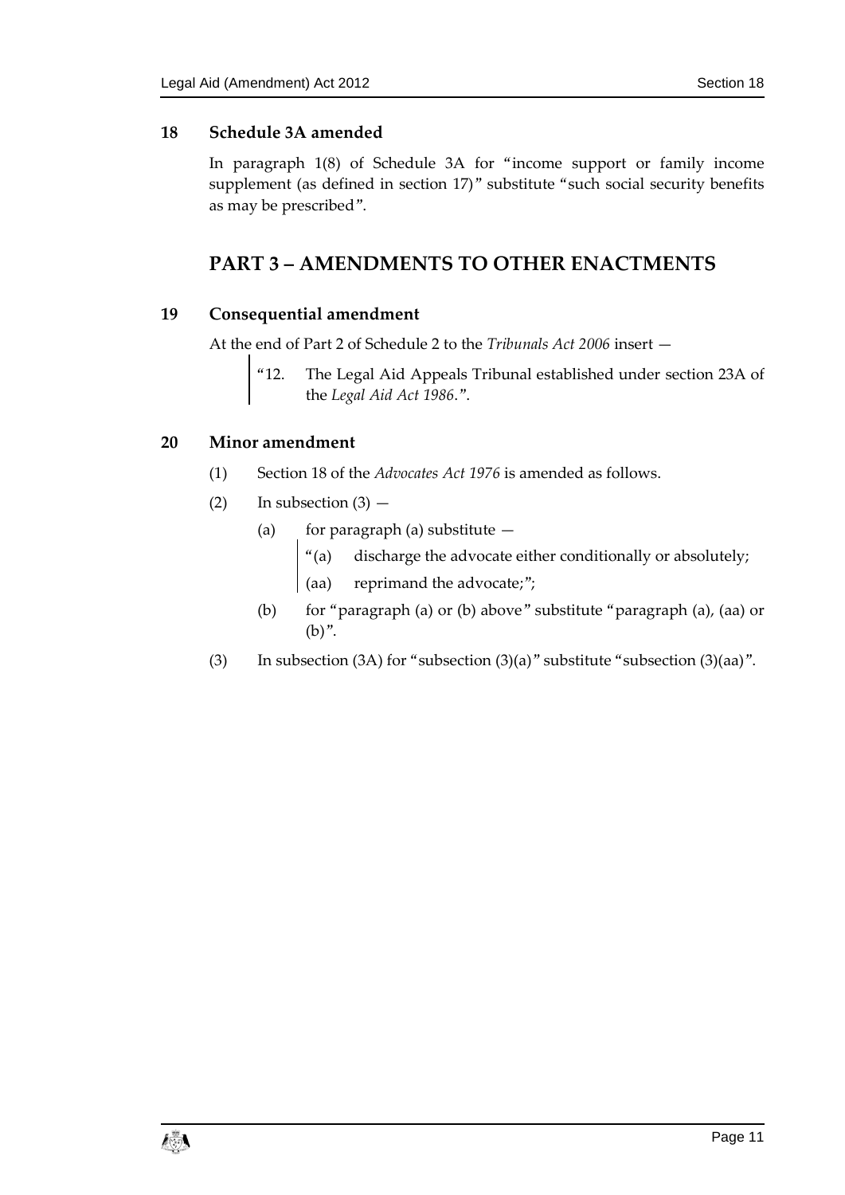### 18 Schedule 3A amended

In paragraph 1(8) of Schedule 3A for "income support or family income supplement (as defined in section 17)" substitute "such social security benefits as may be prescribed".

## PART 3 – AMENDMENTS TO OTHER ENACTMENTS

### 19 Consequential amendment

At the end of Part 2 of Schedule 2 to the *Tribunals Act 2006* insert —

> "12. The Legal Aid Appeals Tribunal established under section 23A of the *Legal Aid Act 1986*.".

### 20 Minor amendment

(1) Section 18 of the *Advocates Act 1976* is amended as follows.

(2) In subsection (3) —

(a) for paragraph (a) substitute —

> "(a) discharge the advocate either conditionally or absolutely;
>
> (aa) reprimand the advocate;";

(b) for "paragraph (a) or (b) above" substitute "paragraph (a), (aa) or (b)".

(3) In subsection (3A) for "subsection (3)(a)" substitute "subsection (3)(aa)".